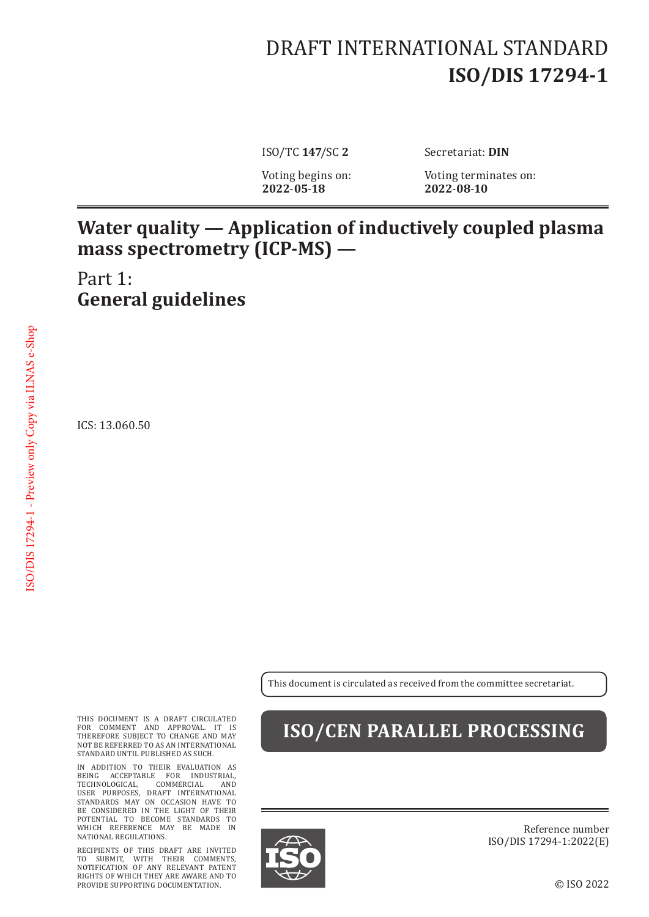DRAFT INTERNATIONAL STANDARD
**ISO/DIS 17294-1**

ISO/TC **147**/SC **2** Secretariat: **DIN**

Voting begins on:
**2022-05-18**

Voting terminates on:
**2022-08-10**

# Water quality — Application of inductively coupled plasma mass spectrometry (ICP-MS) —

## Part 1: **General guidelines**

ICS: 13.060.50

This document is circulated as received from the committee secretariat.

**ISO/CEN PARALLEL PROCESSING**

THIS DOCUMENT IS A DRAFT CIRCULATED FOR COMMENT AND APPROVAL. IT IS THEREFORE SUBJECT TO CHANGE AND MAY NOT BE REFERRED TO AS AN INTERNATIONAL STANDARD UNTIL PUBLISHED AS SUCH.

IN ADDITION TO THEIR EVALUATION AS BEING ACCEPTABLE FOR INDUSTRIAL, TECHNOLOGICAL, COMMERCIAL AND USER PURPOSES, DRAFT INTERNATIONAL STANDARDS MAY ON OCCASION HAVE TO BE CONSIDERED IN THE LIGHT OF THEIR POTENTIAL TO BECOME STANDARDS TO WHICH REFERENCE MAY BE MADE IN NATIONAL REGULATIONS.

RECIPIENTS OF THIS DRAFT ARE INVITED TO SUBMIT, WITH THEIR COMMENTS, NOTIFICATION OF ANY RELEVANT PATENT RIGHTS OF WHICH THEY ARE AWARE AND TO PROVIDE SUPPORTING DOCUMENTATION.

Reference number
ISO/DIS 17294-1:2022(E)

© ISO 2022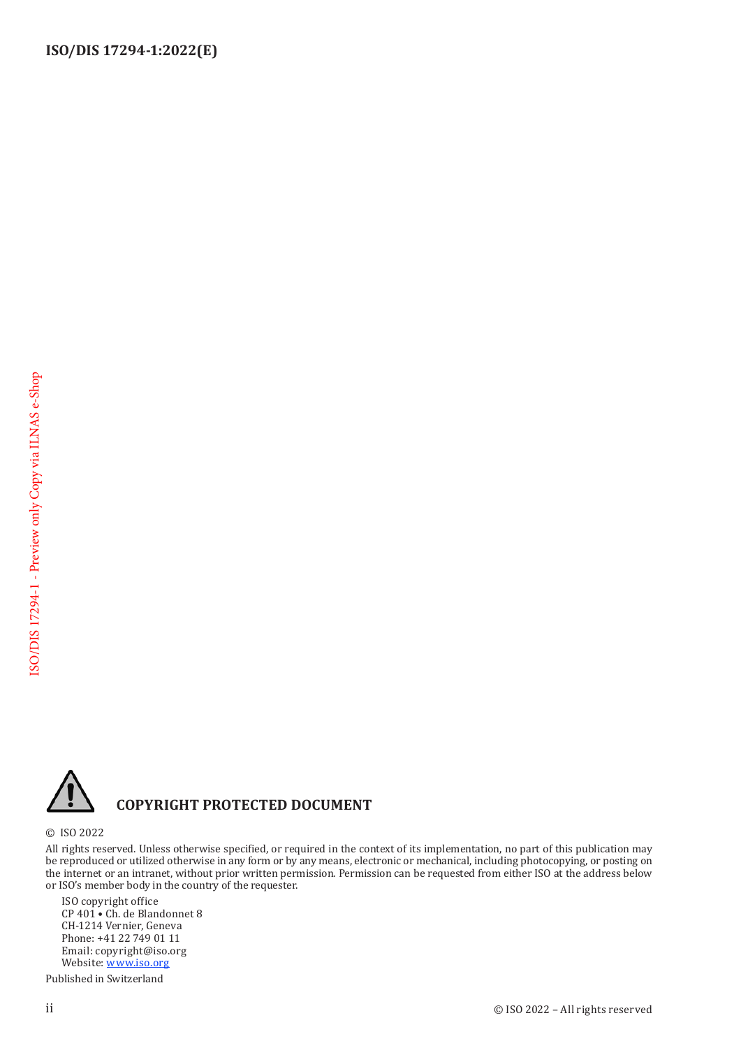## COPYRIGHT PROTECTED DOCUMENT

© ISO 2022

All rights reserved. Unless otherwise specified, or required in the context of its implementation, no part of this publication may be reproduced or utilized otherwise in any form or by any means, electronic or mechanical, including photocopying, or posting on the internet or an intranet, without prior written permission. Permission can be requested from either ISO at the address below or ISO's member body in the country of the requester.

ISO copyright office
CP 401 • Ch. de Blandonnet 8
CH-1214 Vernier, Geneva
Phone: +41 22 749 01 11
Email: copyright@iso.org
Website: www.iso.org

Published in Switzerland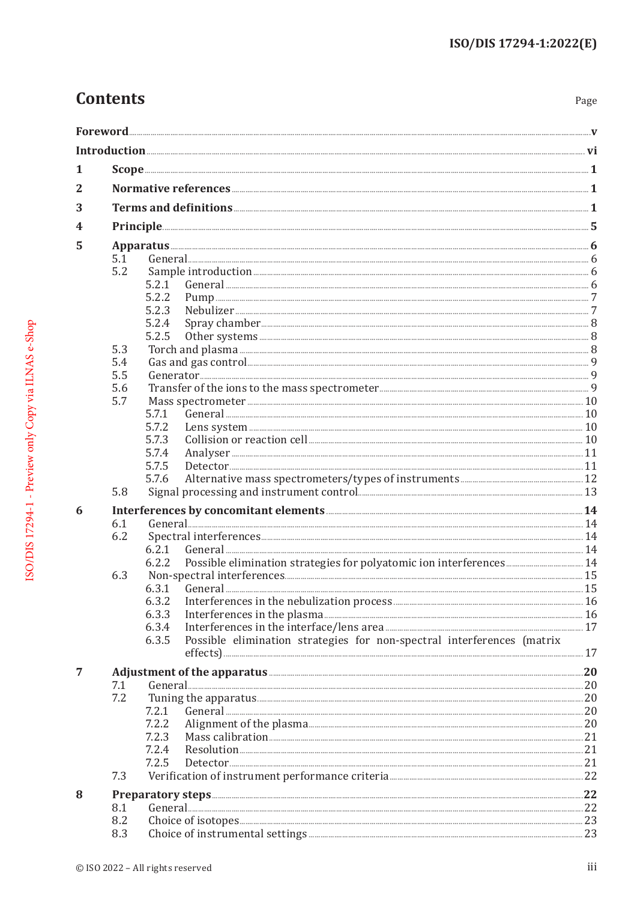# Contents

Page

**Foreword** .......... v

**Introduction** .......... vi

**1 Scope** .......... 1

**2 Normative references** .......... 1

**3 Terms and definitions** .......... 1

**4 Principle** .......... 5

**5 Apparatus** .......... 6

- 5.1 General .......... 6
- 5.2 Sample introduction .......... 6
  - 5.2.1 General .......... 6
  - 5.2.2 Pump .......... 7
  - 5.2.3 Nebulizer .......... 7
  - 5.2.4 Spray chamber .......... 8
  - 5.2.5 Other systems .......... 8
- 5.3 Torch and plasma .......... 8
- 5.4 Gas and gas control .......... 9
- 5.5 Generator .......... 9
- 5.6 Transfer of the ions to the mass spectrometer .......... 9
- 5.7 Mass spectrometer .......... 10
  - 5.7.1 General .......... 10
  - 5.7.2 Lens system .......... 10
  - 5.7.3 Collision or reaction cell .......... 10
  - 5.7.4 Analyser .......... 11
  - 5.7.5 Detector .......... 11
  - 5.7.6 Alternative mass spectrometers/types of instruments .......... 12
- 5.8 Signal processing and instrument control .......... 13

**6 Interferences by concomitant elements** .......... 14

- 6.1 General .......... 14
- 6.2 Spectral interferences .......... 14
  - 6.2.1 General .......... 14
  - 6.2.2 Possible elimination strategies for polyatomic ion interferences .......... 14
- 6.3 Non-spectral interferences .......... 15
  - 6.3.1 General .......... 15
  - 6.3.2 Interferences in the nebulization process .......... 16
  - 6.3.3 Interferences in the plasma .......... 16
  - 6.3.4 Interferences in the interface/lens area .......... 17
  - 6.3.5 Possible elimination strategies for non-spectral interferences (matrix effects) .......... 17

**7 Adjustment of the apparatus** .......... 20

- 7.1 General .......... 20
- 7.2 Tuning the apparatus .......... 20
  - 7.2.1 General .......... 20
  - 7.2.2 Alignment of the plasma .......... 20
  - 7.2.3 Mass calibration .......... 21
  - 7.2.4 Resolution .......... 21
  - 7.2.5 Detector .......... 21
- 7.3 Verification of instrument performance criteria .......... 22

**8 Preparatory steps** .......... 22

- 8.1 General .......... 22
- 8.2 Choice of isotopes .......... 23
- 8.3 Choice of instrumental settings .......... 23